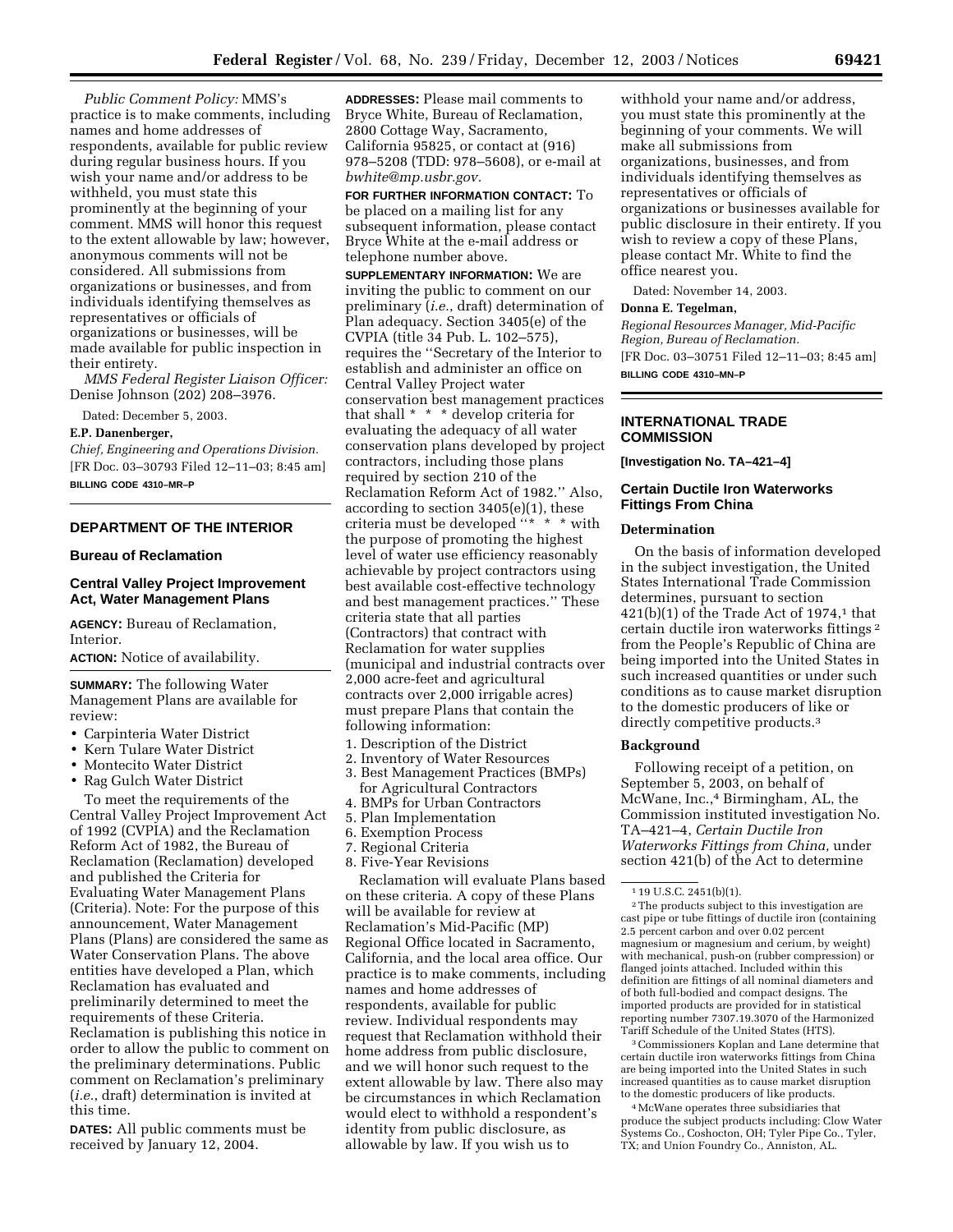*Public Comment Policy:* MMS's practice is to make comments, including names and home addresses of respondents, available for public review during regular business hours. If you wish your name and/or address to be withheld, you must state this prominently at the beginning of your comment. MMS will honor this request to the extent allowable by law; however, anonymous comments will not be considered. All submissions from organizations or businesses, and from individuals identifying themselves as representatives or officials of organizations or businesses, will be made available for public inspection in their entirety.

*MMS Federal Register Liaison Officer:* Denise Johnson (202) 208–3976.

Dated: December 5, 2003.

**E.P. Danenberger,**

*Chief, Engineering and Operations Division.*

[FR Doc. 03–30793 Filed 12–11–03; 8:45 am]

**BILLING CODE 4310–MR–P**

## DEPARTMENT OF THE INTERIOR

### Bureau of Reclamation

### Central Valley Project Improvement Act, Water Management Plans

**AGENCY:** Bureau of Reclamation, Interior.

**ACTION:** Notice of availability.

**SUMMARY:** The following Water Management Plans are available for review:

- Carpinteria Water District
- Kern Tulare Water District
- Montecito Water District
- Rag Gulch Water District

To meet the requirements of the Central Valley Project Improvement Act of 1992 (CVPIA) and the Reclamation Reform Act of 1982, the Bureau of Reclamation (Reclamation) developed and published the Criteria for Evaluating Water Management Plans (Criteria). Note: For the purpose of this announcement, Water Management Plans (Plans) are considered the same as Water Conservation Plans. The above entities have developed a Plan, which Reclamation has evaluated and preliminarily determined to meet the requirements of these Criteria. Reclamation is publishing this notice in order to allow the public to comment on the preliminary determinations. Public comment on Reclamation's preliminary (*i.e.*, draft) determination is invited at this time.

**DATES:** All public comments must be received by January 12, 2004.

**ADDRESSES:** Please mail comments to Bryce White, Bureau of Reclamation, 2800 Cottage Way, Sacramento, California 95825, or contact at (916) 978–5208 (TDD: 978–5608), or e-mail at *bwhite@mp.usbr.gov.*

**FOR FURTHER INFORMATION CONTACT:** To be placed on a mailing list for any subsequent information, please contact Bryce White at the e-mail address or telephone number above.

**SUPPLEMENTARY INFORMATION:** We are inviting the public to comment on our preliminary (*i.e.*, draft) determination of Plan adequacy. Section 3405(e) of the CVPIA (title 34 Pub. L. 102–575), requires the ''Secretary of the Interior to establish and administer an office on Central Valley Project water conservation best management practices that shall * * * develop criteria for evaluating the adequacy of all water conservation plans developed by project contractors, including those plans required by section 210 of the Reclamation Reform Act of 1982.'' Also, according to section 3405(e)(1), these criteria must be developed ''* * * with the purpose of promoting the highest level of water use efficiency reasonably achievable by project contractors using best available cost-effective technology and best management practices.'' These criteria state that all parties (Contractors) that contract with Reclamation for water supplies (municipal and industrial contracts over 2,000 acre-feet and agricultural contracts over 2,000 irrigable acres) must prepare Plans that contain the following information:

1. Description of the District
2. Inventory of Water Resources
3. Best Management Practices (BMPs) for Agricultural Contractors
4. BMPs for Urban Contractors
5. Plan Implementation
6. Exemption Process
7. Regional Criteria
8. Five-Year Revisions

Reclamation will evaluate Plans based on these criteria. A copy of these Plans will be available for review at Reclamation's Mid-Pacific (MP) Regional Office located in Sacramento, California, and the local area office. Our practice is to make comments, including names and home addresses of respondents, available for public review. Individual respondents may request that Reclamation withhold their home address from public disclosure, and we will honor such request to the extent allowable by law. There also may be circumstances in which Reclamation would elect to withhold a respondent's identity from public disclosure, as allowable by law. If you wish us to withhold your name and/or address, you must state this prominently at the beginning of your comments. We will make all submissions from organizations, businesses, and from individuals identifying themselves as representatives or officials of organizations or businesses available for public disclosure in their entirety. If you wish to review a copy of these Plans, please contact Mr. White to find the office nearest you.

Dated: November 14, 2003.

**Donna E. Tegelman,**

*Regional Resources Manager, Mid-Pacific Region, Bureau of Reclamation.*

[FR Doc. 03–30751 Filed 12–11–03; 8:45 am]

**BILLING CODE 4310–MN–P**

## INTERNATIONAL TRADE COMMISSION

**[Investigation No. TA–421–4]**

### Certain Ductile Iron Waterworks Fittings From China

#### Determination

On the basis of information developed in the subject investigation, the United States International Trade Commission determines, pursuant to section 421(b)(1) of the Trade Act of 1974,[1] that certain ductile iron waterworks fittings [2] from the People's Republic of China are being imported into the United States in such increased quantities or under such conditions as to cause market disruption to the domestic producers of like or directly competitive products.[3]

#### Background

Following receipt of a petition, on September 5, 2003, on behalf of McWane, Inc.,[4] Birmingham, AL, the Commission instituted investigation No. TA–421–4, *Certain Ductile Iron Waterworks Fittings from China,* under section 421(b) of the Act to determine

---

[1] 19 U.S.C. 2451(b)(1).

[2] The products subject to this investigation are cast pipe or tube fittings of ductile iron (containing 2.5 percent carbon and over 0.02 percent magnesium or magnesium and cerium, by weight) with mechanical, push-on (rubber compression) or flanged joints attached. Included within this definition are fittings of all nominal diameters and of both full-bodied and compact designs. The imported products are provided for in statistical reporting number 7307.19.3070 of the Harmonized Tariff Schedule of the United States (HTS).

[3] Commissioners Koplan and Lane determine that certain ductile iron waterworks fittings from China are being imported into the United States in such increased quantities as to cause market disruption to the domestic producers of like products.

[4] McWane operates three subsidiaries that produce the subject products including: Clow Water Systems Co., Coshocton, OH; Tyler Pipe Co., Tyler, TX; and Union Foundry Co., Anniston, AL.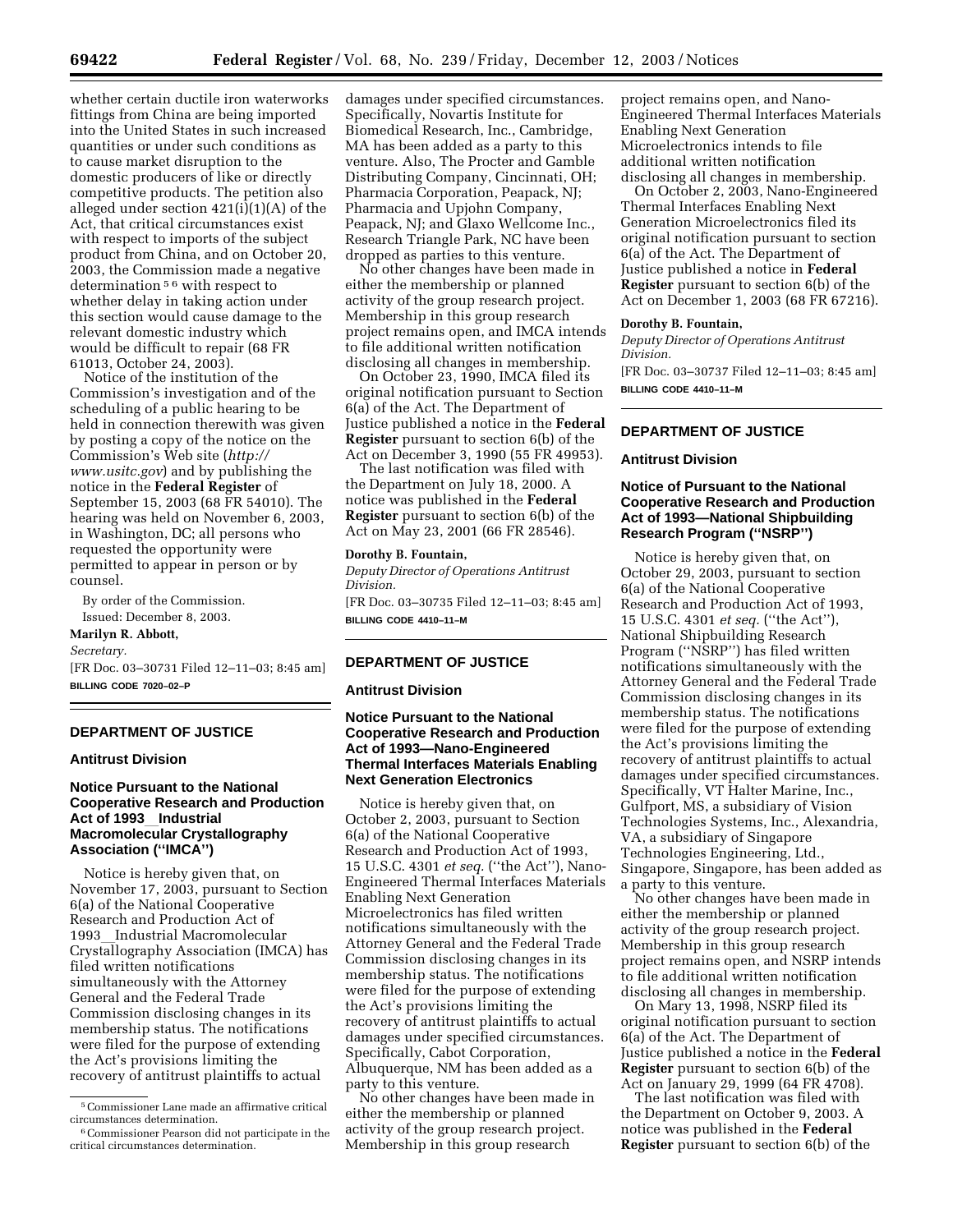whether certain ductile iron waterworks fittings from China are being imported into the United States in such increased quantities or under such conditions as to cause market disruption to the domestic producers of like or directly competitive products. The petition also alleged under section 421(i)(1)(A) of the Act, that critical circumstances exist with respect to imports of the subject product from China, and on October 20, 2003, the Commission made a negative determination [5] [6] with respect to whether delay in taking action under this section would cause damage to the relevant domestic industry which would be difficult to repair (68 FR 61013, October 24, 2003).

Notice of the institution of the Commission's investigation and of the scheduling of a public hearing to be held in connection therewith was given by posting a copy of the notice on the Commission's Web site (*http://www.usitc.gov*) and by publishing the notice in the **Federal Register** of September 15, 2003 (68 FR 54010). The hearing was held on November 6, 2003, in Washington, DC; all persons who requested the opportunity were permitted to appear in person or by counsel.

By order of the Commission.

Issued: December 8, 2003.

**Marilyn R. Abbott,**

*Secretary.*

[FR Doc. 03–30731 Filed 12–11–03; 8:45 am]

**BILLING CODE 7020–02–P**

[5] Commissioner Lane made an affirmative critical circumstances determination.

[6] Commissioner Pearson did not participate in the critical circumstances determination.

## DEPARTMENT OF JUSTICE

### Antitrust Division

### Notice Pursuant to the National Cooperative Research and Production Act of 1993__Industrial Macromolecular Crystallography Association (''IMCA'')

Notice is hereby given that, on November 17, 2003, pursuant to Section 6(a) of the National Cooperative Research and Production Act of 1993__Industrial Macromolecular Crystallography Association (IMCA) has filed written notifications simultaneously with the Attorney General and the Federal Trade Commission disclosing changes in its membership status. The notifications were filed for the purpose of extending the Act's provisions limiting the recovery of antitrust plaintiffs to actual damages under specified circumstances. Specifically, Novartis Institute for Biomedical Research, Inc., Cambridge, MA has been added as a party to this venture. Also, The Procter and Gamble Distributing Company, Cincinnati, OH; Pharmacia Corporation, Peapack, NJ; Pharmacia and Upjohn Company, Peapack, NJ; and Glaxo Wellcome Inc., Research Triangle Park, NC have been dropped as parties to this venture.

No other changes have been made in either the membership or planned activity of the group research project. Membership in this group research project remains open, and IMCA intends to file additional written notification disclosing all changes in membership.

On October 23, 1990, IMCA filed its original notification pursuant to Section 6(a) of the Act. The Department of Justice published a notice in the **Federal Register** pursuant to section 6(b) of the Act on December 3, 1990 (55 FR 49953).

The last notification was filed with the Department on July 18, 2000. A notice was published in the **Federal Register** pursuant to section 6(b) of the Act on May 23, 2001 (66 FR 28546).

**Dorothy B. Fountain,**

*Deputy Director of Operations Antitrust Division.*

[FR Doc. 03–30735 Filed 12–11–03; 8:45 am]

**BILLING CODE 4410–11–M**

## DEPARTMENT OF JUSTICE

### Antitrust Division

### Notice Pursuant to the National Cooperative Research and Production Act of 1993—Nano-Engineered Thermal Interfaces Materials Enabling Next Generation Electronics

Notice is hereby given that, on October 2, 2003, pursuant to Section 6(a) of the National Cooperative Research and Production Act of 1993, 15 U.S.C. 4301 *et seq.* (''the Act''), Nano-Engineered Thermal Interfaces Materials Enabling Next Generation Microelectronics has filed written notifications simultaneously with the Attorney General and the Federal Trade Commission disclosing changes in its membership status. The notifications were filed for the purpose of extending the Act's provisions limiting the recovery of antitrust plaintiffs to actual damages under specified circumstances. Specifically, Cabot Corporation, Albuquerque, NM has been added as a party to this venture.

No other changes have been made in either the membership or planned activity of the group research project. Membership in this group research project remains open, and Nano-Engineered Thermal Interfaces Materials Enabling Next Generation Microelectronics intends to file additional written notification disclosing all changes in membership.

On October 2, 2003, Nano-Engineered Thermal Interfaces Enabling Next Generation Microelectronics filed its original notification pursuant to section 6(a) of the Act. The Department of Justice published a notice in **Federal Register** pursuant to section 6(b) of the Act on December 1, 2003 (68 FR 67216).

**Dorothy B. Fountain,**

*Deputy Director of Operations Antitrust Division.*

[FR Doc. 03–30737 Filed 12–11–03; 8:45 am]

**BILLING CODE 4410–11–M**

## DEPARTMENT OF JUSTICE

### Antitrust Division

### Notice of Pursuant to the National Cooperative Research and Production Act of 1993—National Shipbuilding Research Program (''NSRP'')

Notice is hereby given that, on October 29, 2003, pursuant to section 6(a) of the National Cooperative Research and Production Act of 1993, 15 U.S.C. 4301 *et seq.* (''the Act''), National Shipbuilding Research Program (''NSRP'') has filed written notifications simultaneously with the Attorney General and the Federal Trade Commission disclosing changes in its membership status. The notifications were filed for the purpose of extending the Act's provisions limiting the recovery of antitrust plaintiffs to actual damages under specified circumstances. Specifically, VT Halter Marine, Inc., Gulfport, MS, a subsidiary of Vision Technologies Systems, Inc., Alexandria, VA, a subsidiary of Singapore Technologies Engineering, Ltd., Singapore, Singapore, has been added as a party to this venture.

No other changes have been made in either the membership or planned activity of the group research project. Membership in this group research project remains open, and NSRP intends to file additional written notification disclosing all changes in membership.

On Mary 13, 1998, NSRP filed its original notification pursuant to section 6(a) of the Act. The Department of Justice published a notice in the **Federal Register** pursuant to section 6(b) of the Act on January 29, 1999 (64 FR 4708).

The last notification was filed with the Department on October 9, 2003. A notice was published in the **Federal Register** pursuant to section 6(b) of the